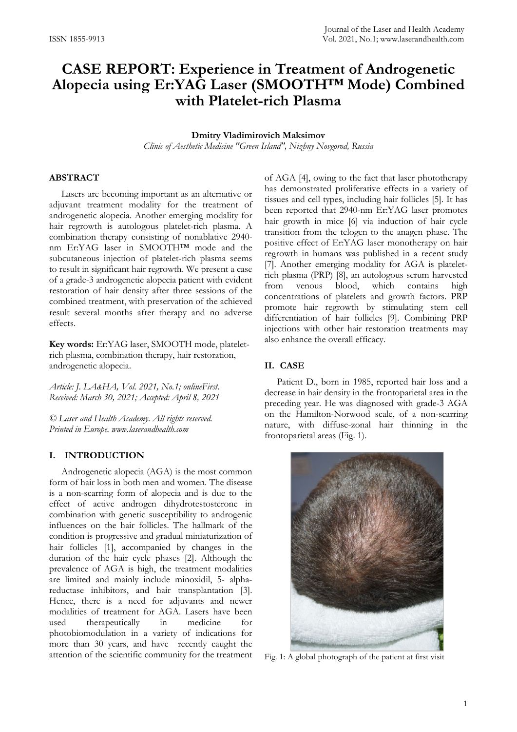# CASE REPORT: Experience in Treatment of Androgenetic Alopecia using Er:YAG Laser (SMOOTH™ Mode) Combined with Platelet-rich Plasma

**Dmitry Vladimirovich Maksimov**

*Clinic of Aesthetic Medicine "Green Island", Nizhny Novgorod, Russia*

## ABSTRACT

Lasers are becoming important as an alternative or adjuvant treatment modality for the treatment of androgenetic alopecia. Another emerging modality for hair regrowth is autologous platelet-rich plasma. A combination therapy consisting of nonablative 2940-nm Er:YAG laser in SMOOTH™ mode and the subcutaneous injection of platelet-rich plasma seems to result in significant hair regrowth. We present a case of a grade-3 androgenetic alopecia patient with evident restoration of hair density after three sessions of the combined treatment, with preservation of the achieved result several months after therapy and no adverse effects.

**Key words:** Er:YAG laser, SMOOTH mode, platelet-rich plasma, combination therapy, hair restoration, androgenetic alopecia.

*Article: J. LA&HA, Vol. 2021, No.1; onlineFirst.*
*Received: March 30, 2021; Accepted: April 8, 2021*

*© Laser and Health Academy. All rights reserved.*
*Printed in Europe. www.laserandhealth.com*

## I. INTRODUCTION

Androgenetic alopecia (AGA) is the most common form of hair loss in both men and women. The disease is a non-scarring form of alopecia and is due to the effect of active androgen dihydrotestosterone in combination with genetic susceptibility to androgenic influences on the hair follicles. The hallmark of the condition is progressive and gradual miniaturization of hair follicles [1], accompanied by changes in the duration of the hair cycle phases [2]. Although the prevalence of AGA is high, the treatment modalities are limited and mainly include minoxidil, 5- alpha-reductase inhibitors, and hair transplantation [3]. Hence, there is a need for adjuvants and newer modalities of treatment for AGA. Lasers have been used therapeutically in medicine for photobiomodulation in a variety of indications for more than 30 years, and have recently caught the attention of the scientific community for the treatment of AGA [4], owing to the fact that laser phototherapy has demonstrated proliferative effects in a variety of tissues and cell types, including hair follicles [5]. It has been reported that 2940-nm Er:YAG laser promotes hair growth in mice [6] via induction of hair cycle transition from the telogen to the anagen phase. The positive effect of Er:YAG laser monotherapy on hair regrowth in humans was published in a recent study [7]. Another emerging modality for AGA is platelet-rich plasma (PRP) [8], an autologous serum harvested from venous blood, which contains high concentrations of platelets and growth factors. PRP promote hair regrowth by stimulating stem cell differentiation of hair follicles [9]. Combining PRP injections with other hair restoration treatments may also enhance the overall efficacy.

## II. CASE

Patient D., born in 1985, reported hair loss and a decrease in hair density in the frontoparietal area in the preceding year. He was diagnosed with grade-3 AGA on the Hamilton-Norwood scale, of a non-scarring nature, with diffuse-zonal hair thinning in the frontoparietal areas (Fig. 1).

Fig. 1: A global photograph of the patient at first visit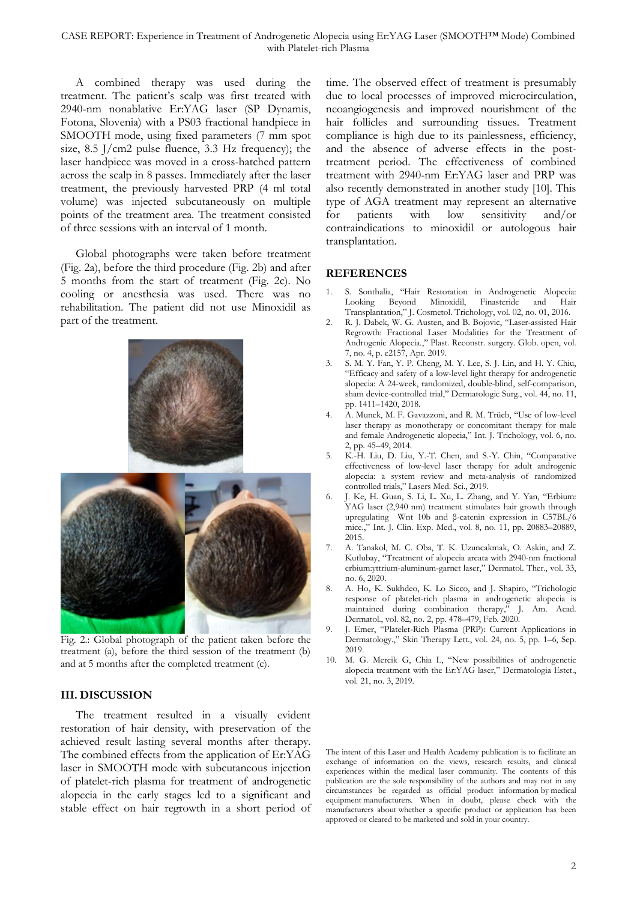A combined therapy was used during the treatment. The patient's scalp was first treated with 2940-nm nonablative Er:YAG laser (SP Dynamis, Fotona, Slovenia) with a PS03 fractional handpiece in SMOOTH mode, using fixed parameters (7 mm spot size, 8.5 J/cm2 pulse fluence, 3.3 Hz frequency); the laser handpiece was moved in a cross-hatched pattern across the scalp in 8 passes. Immediately after the laser treatment, the previously harvested PRP (4 ml total volume) was injected subcutaneously on multiple points of the treatment area. The treatment consisted of three sessions with an interval of 1 month.

Global photographs were taken before treatment (Fig. 2a), before the third procedure (Fig. 2b) and after 5 months from the start of treatment (Fig. 2c). No cooling or anesthesia was used. There was no rehabilitation. The patient did not use Minoxidil as part of the treatment.

Fig. 2.: Global photograph of the patient taken before the treatment (a), before the third session of the treatment (b) and at 5 months after the completed treatment (c).

## III. DISCUSSION

The treatment resulted in a visually evident restoration of hair density, with preservation of the achieved result lasting several months after therapy. The combined effects from the application of Er:YAG laser in SMOOTH mode with subcutaneous injection of platelet-rich plasma for treatment of androgenetic alopecia in the early stages led to a significant and stable effect on hair regrowth in a short period of time. The observed effect of treatment is presumably due to local processes of improved microcirculation, neoangiogenesis and improved nourishment of the hair follicles and surrounding tissues. Treatment compliance is high due to its painlessness, efficiency, and the absence of adverse effects in the post-treatment period. The effectiveness of combined treatment with 2940-nm Er:YAG laser and PRP was also recently demonstrated in another study [10]. This type of AGA treatment may represent an alternative for patients with low sensitivity and/or contraindications to minoxidil or autologous hair transplantation.

## REFERENCES

1. S. Sonthalia, "Hair Restoration in Androgenetic Alopecia: Looking Beyond Minoxidil, Finasteride and Hair Transplantation," J. Cosmetol. Trichology, vol. 02, no. 01, 2016.
2. R. J. Dabek, W. G. Austen, and B. Bojovic, "Laser-assisted Hair Regrowth: Fractional Laser Modalities for the Treatment of Androgenic Alopecia.," Plast. Reconstr. surgery. Glob. open, vol. 7, no. 4, p. e2157, Apr. 2019.
3. S. M. Y. Fan, Y. P. Cheng, M. Y. Lee, S. J. Lin, and H. Y. Chiu, "Efficacy and safety of a low-level light therapy for androgenetic alopecia: A 24-week, randomized, double-blind, self-comparison, sham device-controlled trial," Dermatologic Surg., vol. 44, no. 11, pp. 1411–1420, 2018.
4. A. Munck, M. F. Gavazzoni, and R. M. Trüeb, "Use of low-level laser therapy as monotherapy or concomitant therapy for male and female Androgenetic alopecia," Int. J. Trichology, vol. 6, no. 2, pp. 45–49, 2014.
5. K.-H. Liu, D. Liu, Y.-T. Chen, and S.-Y. Chin, "Comparative effectiveness of low-level laser therapy for adult androgenic alopecia: a system review and meta-analysis of randomized controlled trials," Lasers Med. Sci., 2019.
6. J. Ke, H. Guan, S. Li, L. Xu, L. Zhang, and Y. Yan, "Erbium: YAG laser (2,940 nm) treatment stimulates hair growth through upregulating Wnt 10b and β-catenin expression in C57BL/6 mice.," Int. J. Clin. Exp. Med., vol. 8, no. 11, pp. 20883–20889, 2015.
7. A. Tanakol, M. C. Oba, T. K. Uzuncakmak, O. Askin, and Z. Kutlubay, "Treatment of alopecia areata with 2940-nm fractional erbium:yttrium-aluminum-garnet laser," Dermatol. Ther., vol. 33, no. 6, 2020.
8. A. Ho, K. Sukhdeo, K. Lo Sicco, and J. Shapiro, "Trichologic response of platelet-rich plasma in androgenetic alopecia is maintained during combination therapy," J. Am. Acad. Dermatol., vol. 82, no. 2, pp. 478–479, Feb. 2020.
9. J. Emer, "Platelet-Rich Plasma (PRP): Current Applications in Dermatology.," Skin Therapy Lett., vol. 24, no. 5, pp. 1–6, Sep. 2019.
10. M. G. Mercik G, Chia L, "New possibilities of androgenetic alopecia treatment with the Er:YAG laser," Dermatologia Estet., vol. 21, no. 3, 2019.

The intent of this Laser and Health Academy publication is to facilitate an exchange of information on the views, research results, and clinical experiences within the medical laser community. The contents of this publication are the sole responsibility of the authors and may not in any circumstances be regarded as official product information by medical equipment manufacturers. When in doubt, please check with the manufacturers about whether a specific product or application has been approved or cleared to be marketed and sold in your country.